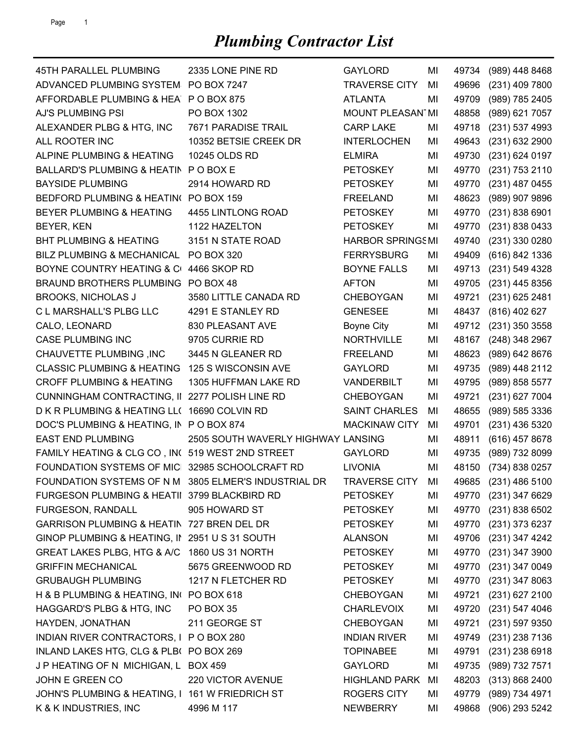# *Plumbing Contractor List*

| | | | | | |
|---|---|---|---|---|---|
| 45TH PARALLEL PLUMBING | 2335 LONE PINE RD | GAYLORD | MI | 49734 | (989) 448 8468 |
| ADVANCED PLUMBING SYSTEM | PO BOX 7247 | TRAVERSE CITY | MI | 49696 | (231) 409 7800 |
| AFFORDABLE PLUMBING & HEA | P O BOX 875 | ATLANTA | MI | 49709 | (989) 785 2405 |
| AJ'S PLUMBING PSI | PO BOX 1302 | MOUNT PLEASANT | MI | 48858 | (989) 621 7057 |
| ALEXANDER PLBG & HTG, INC | 7671 PARADISE TRAIL | CARP LAKE | MI | 49718 | (231) 537 4993 |
| ALL ROOTER INC | 10352 BETSIE CREEK DR | INTERLOCHEN | MI | 49643 | (231) 632 2900 |
| ALPINE PLUMBING & HEATING | 10245 OLDS RD | ELMIRA | MI | 49730 | (231) 624 0197 |
| BALLARD'S PLUMBING & HEATIN | P O BOX E | PETOSKEY | MI | 49770 | (231) 753 2110 |
| BAYSIDE PLUMBING | 2914 HOWARD RD | PETOSKEY | MI | 49770 | (231) 487 0455 |
| BEDFORD PLUMBING & HEATIN | PO BOX 159 | FREELAND | MI | 48623 | (989) 907 9896 |
| BEYER PLUMBING & HEATING | 4455 LINTLONG ROAD | PETOSKEY | MI | 49770 | (231) 838 6901 |
| BEYER, KEN | 1122 HAZELTON | PETOSKEY | MI | 49770 | (231) 838 0433 |
| BHT PLUMBING & HEATING | 3151 N STATE ROAD | HARBOR SPRINGS | MI | 49740 | (231) 330 0280 |
| BILZ PLUMBING & MECHANICAL | PO BOX 320 | FERRYSBURG | MI | 49409 | (616) 842 1336 |
| BOYNE COUNTRY HEATING & C | 4466 SKOP RD | BOYNE FALLS | MI | 49713 | (231) 549 4328 |
| BRAUND BROTHERS PLUMBING | PO BOX 48 | AFTON | MI | 49705 | (231) 445 8356 |
| BROOKS, NICHOLAS J | 3580 LITTLE CANADA RD | CHEBOYGAN | MI | 49721 | (231) 625 2481 |
| C L MARSHALL'S PLBG LLC | 4291 E STANLEY RD | GENESEE | MI | 48437 | (816) 402 627 |
| CALO, LEONARD | 830 PLEASANT AVE | Boyne City | MI | 49712 | (231) 350 3558 |
| CASE PLUMBING INC | 9705 CURRIE RD | NORTHVILLE | MI | 48167 | (248) 348 2967 |
| CHAUVETTE PLUMBING ,INC | 3445 N GLEANER RD | FREELAND | MI | 48623 | (989) 642 8676 |
| CLASSIC PLUMBING & HEATING | 125 S WISCONSIN AVE | GAYLORD | MI | 49735 | (989) 448 2112 |
| CROFF PLUMBING & HEATING | 1305 HUFFMAN LAKE RD | VANDERBILT | MI | 49795 | (989) 858 5577 |
| CUNNINGHAM CONTRACTING, I | 2277 POLISH LINE RD | CHEBOYGAN | MI | 49721 | (231) 627 7004 |
| D K R PLUMBING & HEATING LL | 16690 COLVIN RD | SAINT CHARLES | MI | 48655 | (989) 585 3336 |
| DOC'S PLUMBING & HEATING, IN | P O BOX 874 | MACKINAW CITY | MI | 49701 | (231) 436 5320 |
| EAST END PLUMBING | 2505 SOUTH WAVERLY HIGHWAY | LANSING | MI | 48911 | (616) 457 8678 |
| FAMILY HEATING & CLG CO , IN | 519 WEST 2ND STREET | GAYLORD | MI | 49735 | (989) 732 8099 |
| FOUNDATION SYSTEMS OF MIC | 32985 SCHOOLCRAFT RD | LIVONIA | MI | 48150 | (734) 838 0257 |
| FOUNDATION SYSTEMS OF N M | 3805 ELMER'S INDUSTRIAL DR | TRAVERSE CITY | MI | 49685 | (231) 486 5100 |
| FURGESON PLUMBING & HEATI | 3799 BLACKBIRD RD | PETOSKEY | MI | 49770 | (231) 347 6629 |
| FURGESON, RANDALL | 905 HOWARD ST | PETOSKEY | MI | 49770 | (231) 838 6502 |
| GARRISON PLUMBING & HEATIN | 727 BREN DEL DR | PETOSKEY | MI | 49770 | (231) 373 6237 |
| GINOP PLUMBING & HEATING, I | 2951 U S 31 SOUTH | ALANSON | MI | 49706 | (231) 347 4242 |
| GREAT LAKES PLBG, HTG & A/C | 1860 US 31 NORTH | PETOSKEY | MI | 49770 | (231) 347 3900 |
| GRIFFIN MECHANICAL | 5675 GREENWOOD RD | PETOSKEY | MI | 49770 | (231) 347 0049 |
| GRUBAUGH PLUMBING | 1217 N FLETCHER RD | PETOSKEY | MI | 49770 | (231) 347 8063 |
| H & B PLUMBING & HEATING, IN | PO BOX 618 | CHEBOYGAN | MI | 49721 | (231) 627 2100 |
| HAGGARD'S PLBG & HTG, INC | PO BOX 35 | CHARLEVOIX | MI | 49720 | (231) 547 4046 |
| HAYDEN, JONATHAN | 211 GEORGE ST | CHEBOYGAN | MI | 49721 | (231) 597 9350 |
| INDIAN RIVER CONTRACTORS, I | P O BOX 280 | INDIAN RIVER | MI | 49749 | (231) 238 7136 |
| INLAND LAKES HTG, CLG & PLB | PO BOX 269 | TOPINABEE | MI | 49791 | (231) 238 6918 |
| J P HEATING OF N MICHIGAN, L | BOX 459 | GAYLORD | MI | 49735 | (989) 732 7571 |
| JOHN E GREEN CO | 220 VICTOR AVENUE | HIGHLAND PARK | MI | 48203 | (313) 868 2400 |
| JOHN'S PLUMBING & HEATING, I | 161 W FRIEDRICH ST | ROGERS CITY | MI | 49779 | (989) 734 4971 |
| K & K INDUSTRIES, INC | 4996 M 117 | NEWBERRY | MI | 49868 | (906) 293 5242 |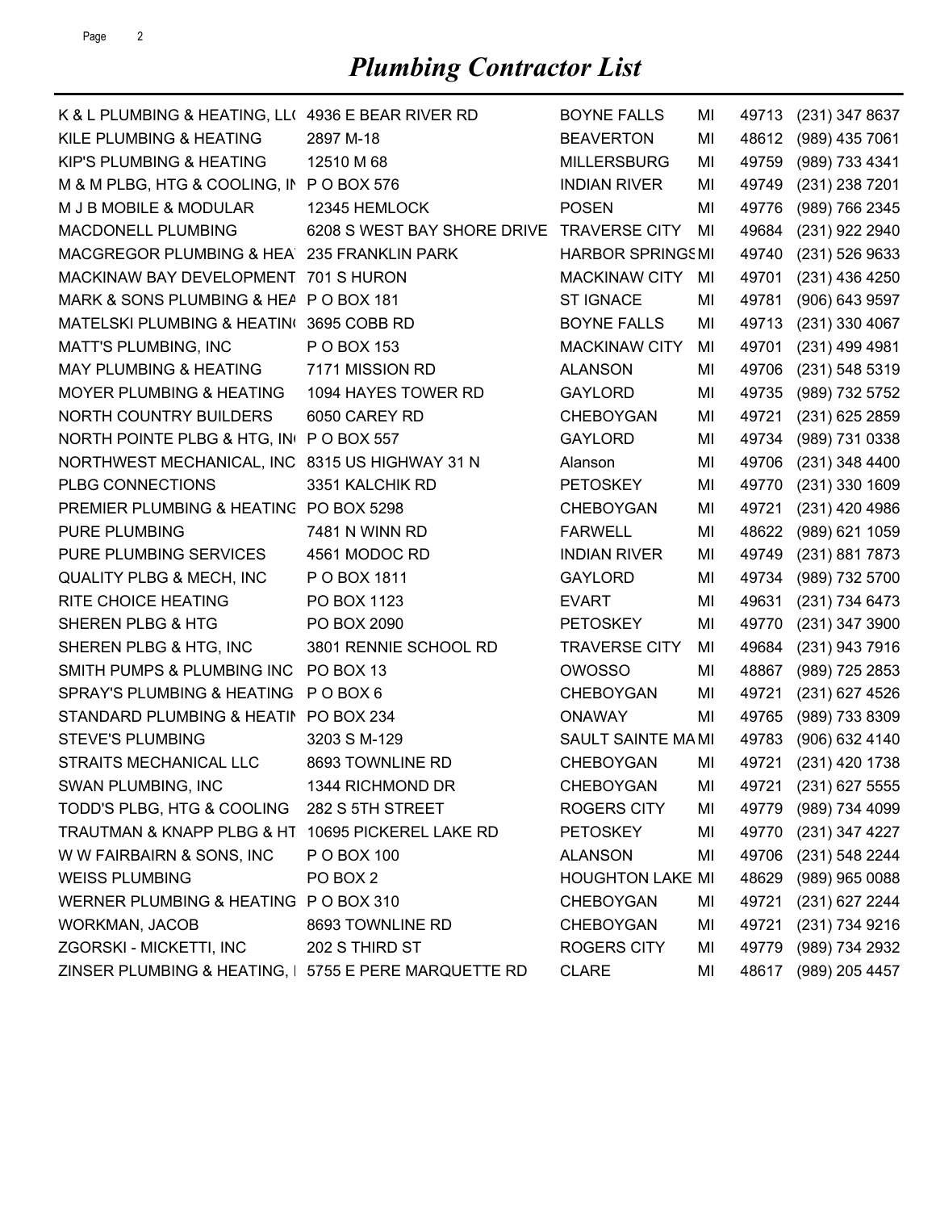# *Plumbing Contractor List*

| | | | | | |
|---|---|---|---|---|---|
| K & L PLUMBING & HEATING, LL( | 4936 E BEAR RIVER RD | BOYNE FALLS | MI | 49713 | (231) 347 8637 |
| KILE PLUMBING & HEATING | 2897 M-18 | BEAVERTON | MI | 48612 | (989) 435 7061 |
| KIP'S PLUMBING & HEATING | 12510 M 68 | MILLERSBURG | MI | 49759 | (989) 733 4341 |
| M & M PLBG, HTG & COOLING, IN | P O BOX 576 | INDIAN RIVER | MI | 49749 | (231) 238 7201 |
| M J B MOBILE & MODULAR | 12345 HEMLOCK | POSEN | MI | 49776 | (989) 766 2345 |
| MACDONELL PLUMBING | 6208 S WEST BAY SHORE DRIVE | TRAVERSE CITY | MI | 49684 | (231) 922 2940 |
| MACGREGOR PLUMBING & HEA | 235 FRANKLIN PARK | HARBOR SPRINGS | MI | 49740 | (231) 526 9633 |
| MACKINAW BAY DEVELOPMENT | 701 S HURON | MACKINAW CITY | MI | 49701 | (231) 436 4250 |
| MARK & SONS PLUMBING & HEA | P O BOX 181 | ST IGNACE | MI | 49781 | (906) 643 9597 |
| MATELSKI PLUMBING & HEATIN( | 3695 COBB RD | BOYNE FALLS | MI | 49713 | (231) 330 4067 |
| MATT'S PLUMBING, INC | P O BOX 153 | MACKINAW CITY | MI | 49701 | (231) 499 4981 |
| MAY PLUMBING & HEATING | 7171 MISSION RD | ALANSON | MI | 49706 | (231) 548 5319 |
| MOYER PLUMBING & HEATING | 1094 HAYES TOWER RD | GAYLORD | MI | 49735 | (989) 732 5752 |
| NORTH COUNTRY BUILDERS | 6050 CAREY RD | CHEBOYGAN | MI | 49721 | (231) 625 2859 |
| NORTH POINTE PLBG & HTG, IN | P O BOX 557 | GAYLORD | MI | 49734 | (989) 731 0338 |
| NORTHWEST MECHANICAL, INC | 8315 US HIGHWAY 31 N | Alanson | MI | 49706 | (231) 348 4400 |
| PLBG CONNECTIONS | 3351 KALCHIK RD | PETOSKEY | MI | 49770 | (231) 330 1609 |
| PREMIER PLUMBING & HEATING | PO BOX 5298 | CHEBOYGAN | MI | 49721 | (231) 420 4986 |
| PURE PLUMBING | 7481 N WINN RD | FARWELL | MI | 48622 | (989) 621 1059 |
| PURE PLUMBING SERVICES | 4561 MODOC RD | INDIAN RIVER | MI | 49749 | (231) 881 7873 |
| QUALITY PLBG & MECH, INC | P O BOX 1811 | GAYLORD | MI | 49734 | (989) 732 5700 |
| RITE CHOICE HEATING | PO BOX 1123 | EVART | MI | 49631 | (231) 734 6473 |
| SHEREN PLBG & HTG | PO BOX 2090 | PETOSKEY | MI | 49770 | (231) 347 3900 |
| SHEREN PLBG & HTG, INC | 3801 RENNIE SCHOOL RD | TRAVERSE CITY | MI | 49684 | (231) 943 7916 |
| SMITH PUMPS & PLUMBING INC | PO BOX 13 | OWOSSO | MI | 48867 | (989) 725 2853 |
| SPRAY'S PLUMBING & HEATING | P O BOX 6 | CHEBOYGAN | MI | 49721 | (231) 627 4526 |
| STANDARD PLUMBING & HEATIN | PO BOX 234 | ONAWAY | MI | 49765 | (989) 733 8309 |
| STEVE'S PLUMBING | 3203 S M-129 | SAULT SAINTE MA | MI | 49783 | (906) 632 4140 |
| STRAITS MECHANICAL LLC | 8693 TOWNLINE RD | CHEBOYGAN | MI | 49721 | (231) 420 1738 |
| SWAN PLUMBING, INC | 1344 RICHMOND DR | CHEBOYGAN | MI | 49721 | (231) 627 5555 |
| TODD'S PLBG, HTG & COOLING | 282 S 5TH STREET | ROGERS CITY | MI | 49779 | (989) 734 4099 |
| TRAUTMAN & KNAPP PLBG & HT | 10695 PICKEREL LAKE RD | PETOSKEY | MI | 49770 | (231) 347 4227 |
| W W FAIRBAIRN & SONS, INC | P O BOX 100 | ALANSON | MI | 49706 | (231) 548 2244 |
| WEISS PLUMBING | PO BOX 2 | HOUGHTON LAKE | MI | 48629 | (989) 965 0088 |
| WERNER PLUMBING & HEATING | P O BOX 310 | CHEBOYGAN | MI | 49721 | (231) 627 2244 |
| WORKMAN, JACOB | 8693 TOWNLINE RD | CHEBOYGAN | MI | 49721 | (231) 734 9216 |
| ZGORSKI - MICKETTI, INC | 202 S THIRD ST | ROGERS CITY | MI | 49779 | (989) 734 2932 |
| ZINSER PLUMBING & HEATING, I | 5755 E PERE MARQUETTE RD | CLARE | MI | 48617 | (989) 205 4457 |